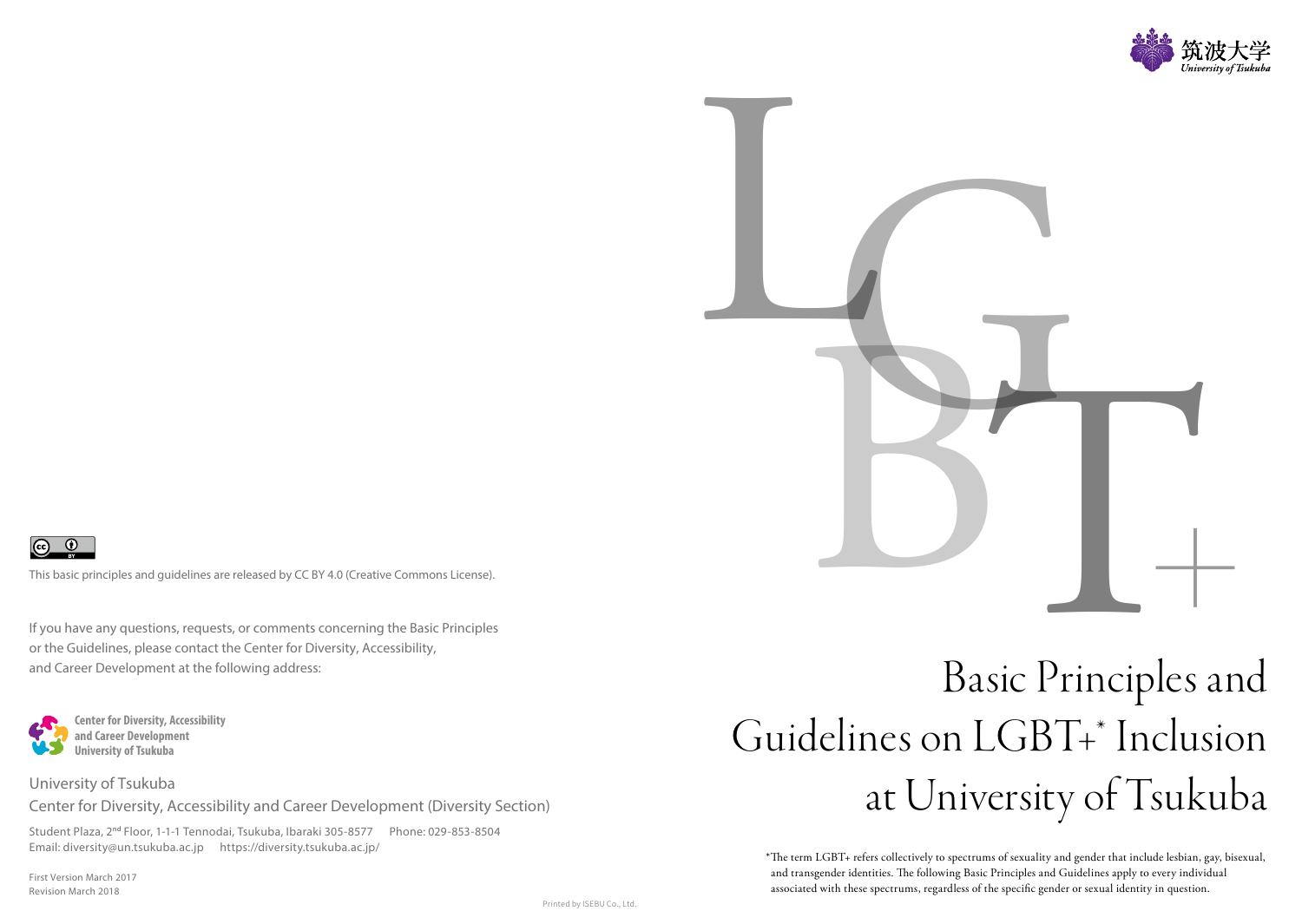# Basic Principles and Guidelines on LGBT+* Inclusion at University of Tsukuba

*The term LGBT+ refers collectively to spectrums of sexuality and gender that include lesbian, gay, bisexual, and transgender identities. The following Basic Principles and Guidelines apply to every individual associated with these spectrums, regardless of the specific gender or sexual identity in question.

筑波大学
University of Tsukuba

This basic principles and guidelines are released by CC BY 4.0 (Creative Commons License).

If you have any questions, requests, or comments concerning the Basic Principles or the Guidelines, please contact the Center for Diversity, Accessibility, and Career Development at the following address:

**Center for Diversity, Accessibility and Career Development University of Tsukuba**

University of Tsukuba
Center for Diversity, Accessibility and Career Development (Diversity Section)

Student Plaza, 2nd Floor, 1-1-1 Tennodai, Tsukuba, Ibaraki 305-8577 Phone: 029-853-8504
Email: diversity@un.tsukuba.ac.jp https://diversity.tsukuba.ac.jp/

First Version March 2017
Revision March 2018

Printed by ISEBU Co., Ltd.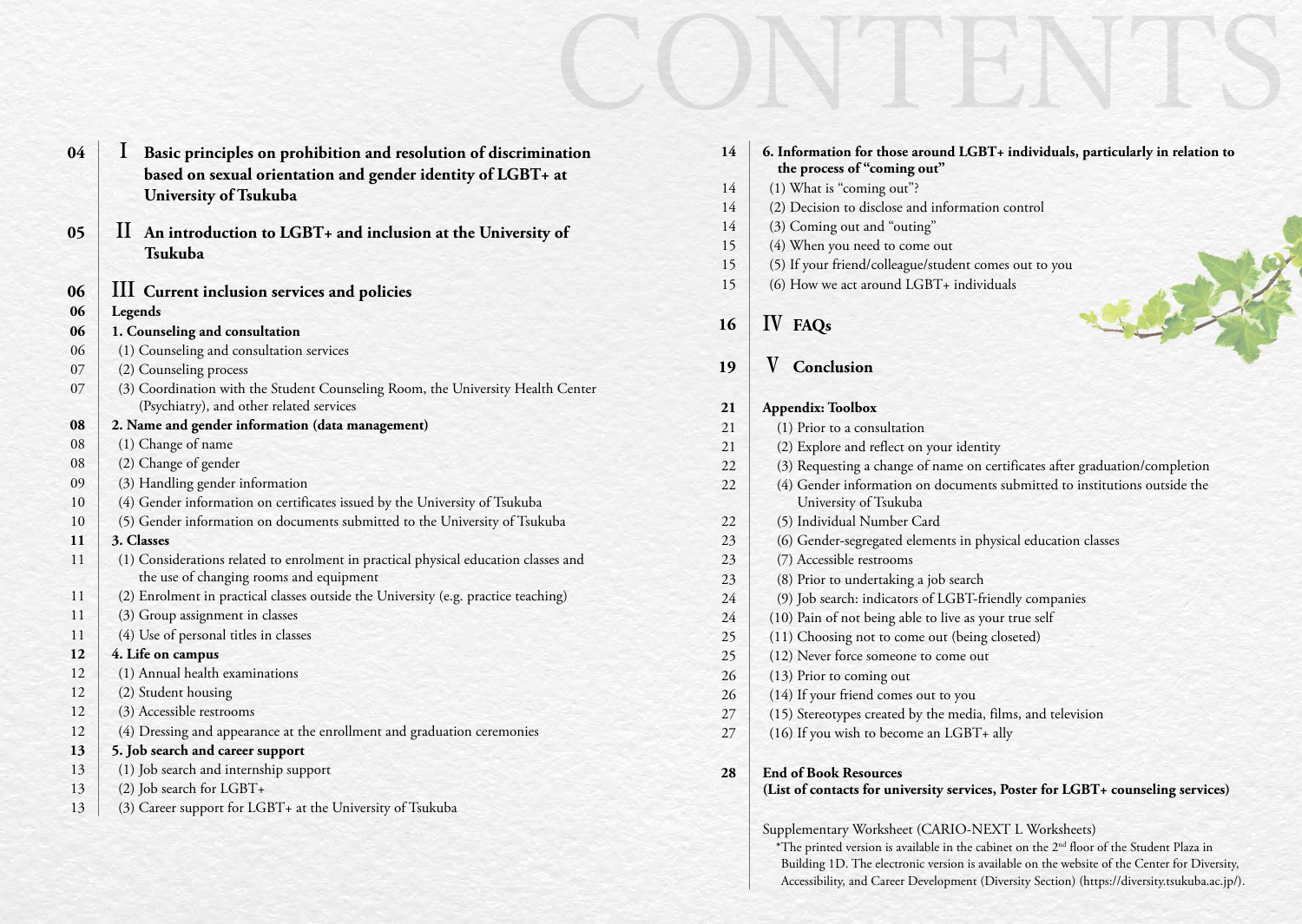# CONTENTS

| | |
|---|---|
| 04 | **I Basic principles on prohibition and resolution of discrimination based on sexual orientation and gender identity of LGBT+ at University of Tsukuba** |
| 05 | **II An introduction to LGBT+ and inclusion at the University of Tsukuba** |
| 06 | **III Current inclusion services and policies** |
| 06 | **Legends** |
| 06 | **1. Counseling and consultation** |
| 06 | (1) Counseling and consultation services |
| 07 | (2) Counseling process |
| 07 | (3) Coordination with the Student Counseling Room, the University Health Center (Psychiatry), and other related services |
| 08 | **2. Name and gender information (data management)** |
| 08 | (1) Change of name |
| 08 | (2) Change of gender |
| 09 | (3) Handling gender information |
| 10 | (4) Gender information on certificates issued by the University of Tsukuba |
| 10 | (5) Gender information on documents submitted to the University of Tsukuba |
| 11 | **3. Classes** |
| 11 | (1) Considerations related to enrolment in practical physical education classes and the use of changing rooms and equipment |
| 11 | (2) Enrolment in practical classes outside the University (e.g. practice teaching) |
| 11 | (3) Group assignment in classes |
| 11 | (4) Use of personal titles in classes |
| 12 | **4. Life on campus** |
| 12 | (1) Annual health examinations |
| 12 | (2) Student housing |
| 12 | (3) Accessible restrooms |
| 12 | (4) Dressing and appearance at the enrollment and graduation ceremonies |
| 13 | **5. Job search and career support** |
| 13 | (1) Job search and internship support |
| 13 | (2) Job search for LGBT+ |
| 13 | (3) Career support for LGBT+ at the University of Tsukuba |
| 14 | **6. Information for those around LGBT+ individuals, particularly in relation to the process of "coming out"** |
| 14 | (1) What is "coming out"? |
| 14 | (2) Decision to disclose and information control |
| 14 | (3) Coming out and "outing" |
| 15 | (4) When you need to come out |
| 15 | (5) If your friend/colleague/student comes out to you |
| 15 | (6) How we act around LGBT+ individuals |
| 16 | **IV FAQs** |
| 19 | **V Conclusion** |
| 21 | **Appendix: Toolbox** |
| 21 | (1) Prior to a consultation |
| 21 | (2) Explore and reflect on your identity |
| 22 | (3) Requesting a change of name on certificates after graduation/completion |
| 22 | (4) Gender information on documents submitted to institutions outside the University of Tsukuba |
| 22 | (5) Individual Number Card |
| 23 | (6) Gender-segregated elements in physical education classes |
| 23 | (7) Accessible restrooms |
| 23 | (8) Prior to undertaking a job search |
| 24 | (9) Job search: indicators of LGBT-friendly companies |
| 24 | (10) Pain of not being able to live as your true self |
| 25 | (11) Choosing not to come out (being closeted) |
| 25 | (12) Never force someone to come out |
| 26 | (13) Prior to coming out |
| 26 | (14) If your friend comes out to you |
| 27 | (15) Stereotypes created by the media, films, and television |
| 27 | (16) If you wish to become an LGBT+ ally |
| 28 | **End of Book Resources** **(List of contacts for university services, Poster for LGBT+ counseling services)** |

Supplementary Worksheet (CARIO-NEXT L Worksheets)

*The printed version is available in the cabinet on the 2nd floor of the Student Plaza in Building 1D. The electronic version is available on the website of the Center for Diversity, Accessibility, and Career Development (Diversity Section) (https://diversity.tsukuba.ac.jp/).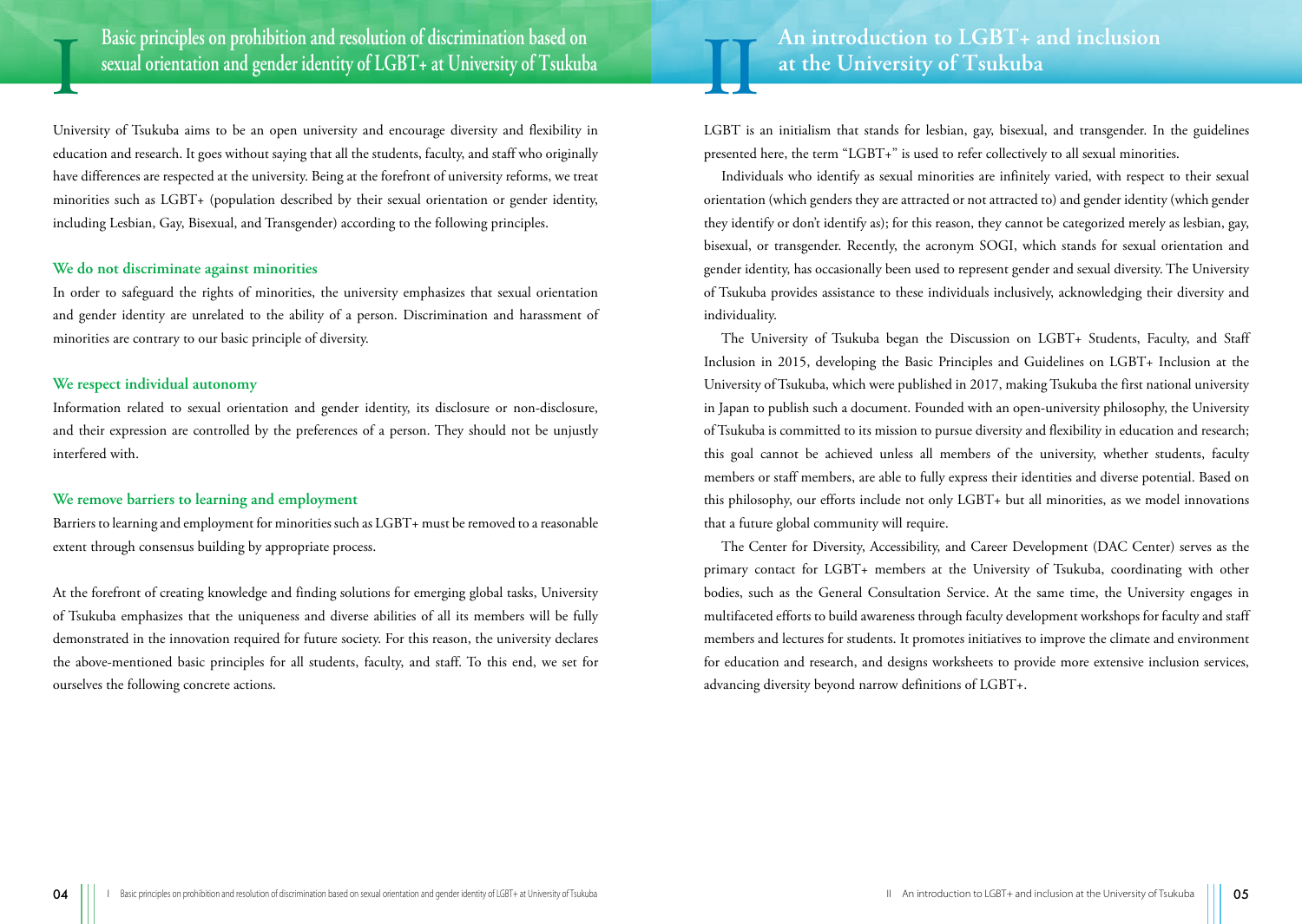# I Basic principles on prohibition and resolution of discrimination based on sexual orientation and gender identity of LGBT+ at University of Tsukuba

University of Tsukuba aims to be an open university and encourage diversity and flexibility in education and research. It goes without saying that all the students, faculty, and staff who originally have differences are respected at the university. Being at the forefront of university reforms, we treat minorities such as LGBT+ (population described by their sexual orientation or gender identity, including Lesbian, Gay, Bisexual, and Transgender) according to the following principles.

### We do not discriminate against minorities

In order to safeguard the rights of minorities, the university emphasizes that sexual orientation and gender identity are unrelated to the ability of a person. Discrimination and harassment of minorities are contrary to our basic principle of diversity.

### We respect individual autonomy

Information related to sexual orientation and gender identity, its disclosure or non-disclosure, and their expression are controlled by the preferences of a person. They should not be unjustly interfered with.

### We remove barriers to learning and employment

Barriers to learning and employment for minorities such as LGBT+ must be removed to a reasonable extent through consensus building by appropriate process.

At the forefront of creating knowledge and finding solutions for emerging global tasks, University of Tsukuba emphasizes that the uniqueness and diverse abilities of all its members will be fully demonstrated in the innovation required for future society. For this reason, the university declares the above-mentioned basic principles for all students, faculty, and staff. To this end, we set for ourselves the following concrete actions.

# II An introduction to LGBT+ and inclusion at the University of Tsukuba

LGBT is an initialism that stands for lesbian, gay, bisexual, and transgender. In the guidelines presented here, the term "LGBT+" is used to refer collectively to all sexual minorities.

Individuals who identify as sexual minorities are infinitely varied, with respect to their sexual orientation (which genders they are attracted or not attracted to) and gender identity (which gender they identify or don't identify as); for this reason, they cannot be categorized merely as lesbian, gay, bisexual, or transgender. Recently, the acronym SOGI, which stands for sexual orientation and gender identity, has occasionally been used to represent gender and sexual diversity. The University of Tsukuba provides assistance to these individuals inclusively, acknowledging their diversity and individuality.

The University of Tsukuba began the Discussion on LGBT+ Students, Faculty, and Staff Inclusion in 2015, developing the Basic Principles and Guidelines on LGBT+ Inclusion at the University of Tsukuba, which were published in 2017, making Tsukuba the first national university in Japan to publish such a document. Founded with an open-university philosophy, the University of Tsukuba is committed to its mission to pursue diversity and flexibility in education and research; this goal cannot be achieved unless all members of the university, whether students, faculty members or staff members, are able to fully express their identities and diverse potential. Based on this philosophy, our efforts include not only LGBT+ but all minorities, as we model innovations that a future global community will require.

The Center for Diversity, Accessibility, and Career Development (DAC Center) serves as the primary contact for LGBT+ members at the University of Tsukuba, coordinating with other bodies, such as the General Consultation Service. At the same time, the University engages in multifaceted efforts to build awareness through faculty development workshops for faculty and staff members and lectures for students. It promotes initiatives to improve the climate and environment for education and research, and designs worksheets to provide more extensive inclusion services, advancing diversity beyond narrow definitions of LGBT+.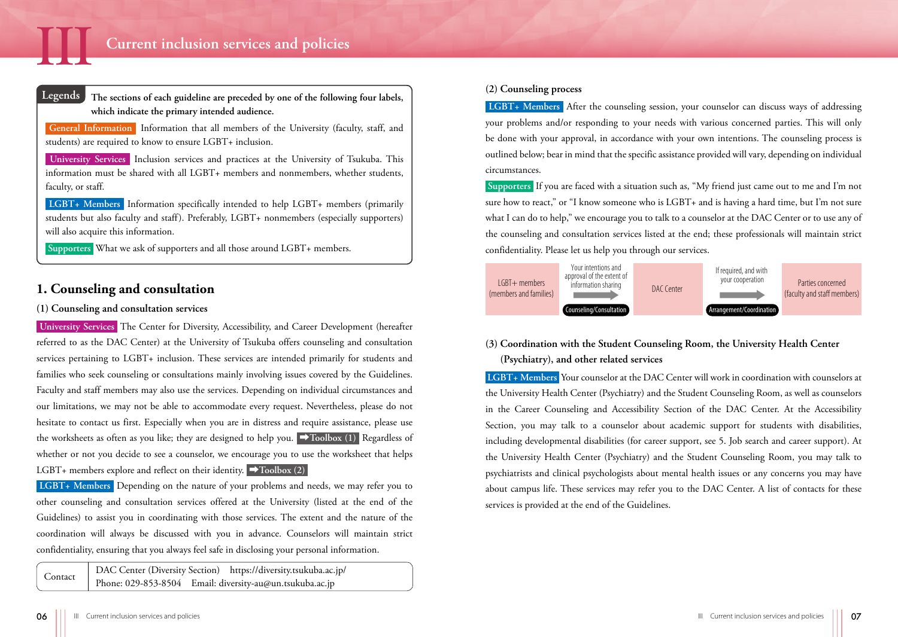# III Current inclusion services and policies

**Legends** **The sections of each guideline are preceded by one of the following four labels, which indicate the primary intended audience.**

**General Information** Information that all members of the University (faculty, staff, and students) are required to know to ensure LGBT+ inclusion.

**University Services** Inclusion services and practices at the University of Tsukuba. This information must be shared with all LGBT+ members and nonmembers, whether students, faculty, or staff.

**LGBT+ Members** Information specifically intended to help LGBT+ members (primarily students but also faculty and staff). Preferably, LGBT+ nonmembers (especially supporters) will also acquire this information.

**Supporters** What we ask of supporters and all those around LGBT+ members.

## 1. Counseling and consultation

### (1) Counseling and consultation services

**University Services** The Center for Diversity, Accessibility, and Career Development (hereafter referred to as the DAC Center) at the University of Tsukuba offers counseling and consultation services pertaining to LGBT+ inclusion. These services are intended primarily for students and families who seek counseling or consultations mainly involving issues covered by the Guidelines. Faculty and staff members may also use the services. Depending on individual circumstances and our limitations, we may not be able to accommodate every request. Nevertheless, please do not hesitate to contact us first. Especially when you are in distress and require assistance, please use the worksheets as often as you like; they are designed to help you. ➡Toolbox (1) Regardless of whether or not you decide to see a counselor, we encourage you to use the worksheet that helps LGBT+ members explore and reflect on their identity. ➡Toolbox (2)

**LGBT+ Members** Depending on the nature of your problems and needs, we may refer you to other counseling and consultation services offered at the University (listed at the end of the Guidelines) to assist you in coordinating with those services. The extent and the nature of the coordination will always be discussed with you in advance. Counselors will maintain strict confidentiality, ensuring that you always feel safe in disclosing your personal information.

| Contact | DAC Center (Diversity Section) https://diversity.tsukuba.ac.jp/<br>Phone: 029-853-8504 Email: diversity-au@un.tsukuba.ac.jp |
|---|---|

### (2) Counseling process

**LGBT+ Members** After the counseling session, your counselor can discuss ways of addressing your problems and/or responding to your needs with various concerned parties. This will only be done with your approval, in accordance with your own intentions. The counseling process is outlined below; bear in mind that the specific assistance provided will vary, depending on individual circumstances.

**Supporters** If you are faced with a situation such as, "My friend just came out to me and I'm not sure how to react," or "I know someone who is LGBT+ and is having a hard time, but I'm not sure what I can do to help," we encourage you to talk to a counselor at the DAC Center or to use any of the counseling and consultation services listed at the end; these professionals will maintain strict confidentiality. Please let us help you through our services.

LGBT+ members (members and families) → [Your intentions and approval of the extent of information sharing; Counseling/Consultation] → DAC Center → [If required, and with your cooperation; Arrangement/Coordination] → Parties concerned (faculty and staff members)

### (3) Coordination with the Student Counseling Room, the University Health Center (Psychiatry), and other related services

**LGBT+ Members** Your counselor at the DAC Center will work in coordination with counselors at the University Health Center (Psychiatry) and the Student Counseling Room, as well as counselors in the Career Counseling and Accessibility Section of the DAC Center. At the Accessibility Section, you may talk to a counselor about academic support for students with disabilities, including developmental disabilities (for career support, see 5. Job search and career support). At the University Health Center (Psychiatry) and the Student Counseling Room, you may talk to psychiatrists and clinical psychologists about mental health issues or any concerns you may have about campus life. These services may refer you to the DAC Center. A list of contacts for these services is provided at the end of the Guidelines.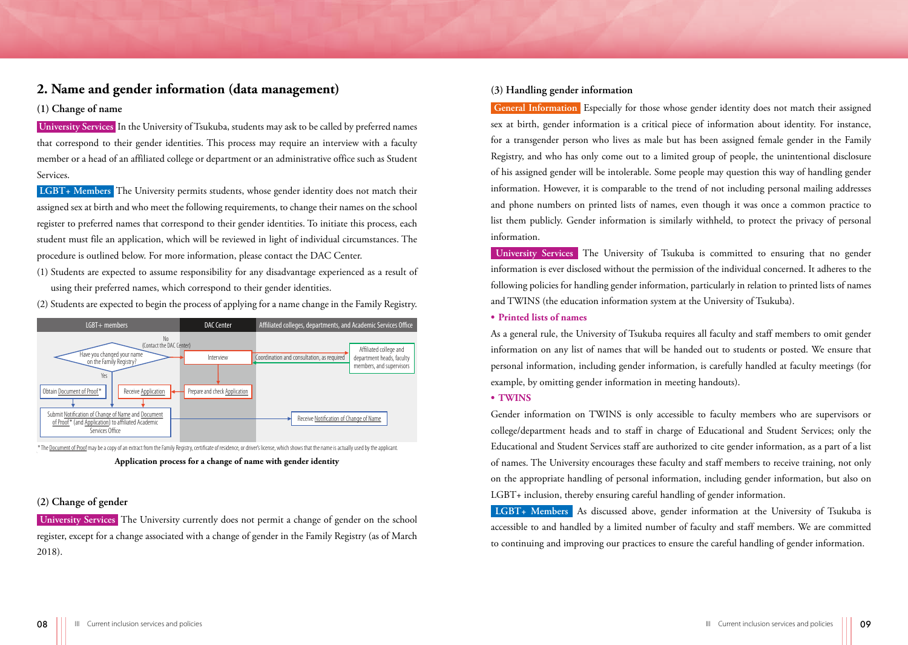## 2. Name and gender information (data management)

### (1) Change of name

**University Services** In the University of Tsukuba, students may ask to be called by preferred names that correspond to their gender identities. This process may require an interview with a faculty member or a head of an affiliated college or department or an administrative office such as Student Services.

**LGBT+ Members** The University permits students, whose gender identity does not match their assigned sex at birth and who meet the following requirements, to change their names on the school register to preferred names that correspond to their gender identities. To initiate this process, each student must file an application, which will be reviewed in light of individual circumstances. The procedure is outlined below. For more information, please contact the DAC Center.

(1) Students are expected to assume responsibility for any disadvantage experienced as a result of using their preferred names, which correspond to their gender identities.

(2) Students are expected to begin the process of applying for a name change in the Family Registry.

| LGBT+ members | DAC Center | Affiliated colleges, departments, and Academic Services Office |
| --- | --- | --- |
| Have you changed your name on the Family Registry? — No (Contact the DAC Center) → | Interview | ← Coordination and consultation, as required → Affiliated college and department heads, faculty members, and supervisors |
| Yes → Obtain Document of Proof*; Receive Application | ← Prepare and check Application | |
| Submit Notification of Change of Name and Document of Proof* (and Application) to affiliated Academic Services Office | | → Receive Notification of Change of Name |

\* The Document of Proof may be a copy of an extract from the Family Registry, certificate of residence, or driver's license, which shows that the name is actually used by the applicant.

**Application process for a change of name with gender identity**

### (2) Change of gender

**University Services** The University currently does not permit a change of gender on the school register, except for a change associated with a change of gender in the Family Registry (as of March 2018).

### (3) Handling gender information

**General Information** Especially for those whose gender identity does not match their assigned sex at birth, gender information is a critical piece of information about identity. For instance, for a transgender person who lives as male but has been assigned female gender in the Family Registry, and who has only come out to a limited group of people, the unintentional disclosure of his assigned gender will be intolerable. Some people may question this way of handling gender information. However, it is comparable to the trend of not including personal mailing addresses and phone numbers on printed lists of names, even though it was once a common practice to list them publicly. Gender information is similarly withheld, to protect the privacy of personal information.

**University Services** The University of Tsukuba is committed to ensuring that no gender information is ever disclosed without the permission of the individual concerned. It adheres to the following policies for handling gender information, particularly in relation to printed lists of names and TWINS (the education information system at the University of Tsukuba).

- **Printed lists of names**

As a general rule, the University of Tsukuba requires all faculty and staff members to omit gender information on any list of names that will be handed out to students or posted. We ensure that personal information, including gender information, is carefully handled at faculty meetings (for example, by omitting gender information in meeting handouts).

- **TWINS**

Gender information on TWINS is only accessible to faculty members who are supervisors or college/department heads and to staff in charge of Educational and Student Services; only the Educational and Student Services staff are authorized to cite gender information, as a part of a list of names. The University encourages these faculty and staff members to receive training, not only on the appropriate handling of personal information, including gender information, but also on LGBT+ inclusion, thereby ensuring careful handling of gender information.

**LGBT+ Members** As discussed above, gender information at the University of Tsukuba is accessible to and handled by a limited number of faculty and staff members. We are committed to continuing and improving our practices to ensure the careful handling of gender information.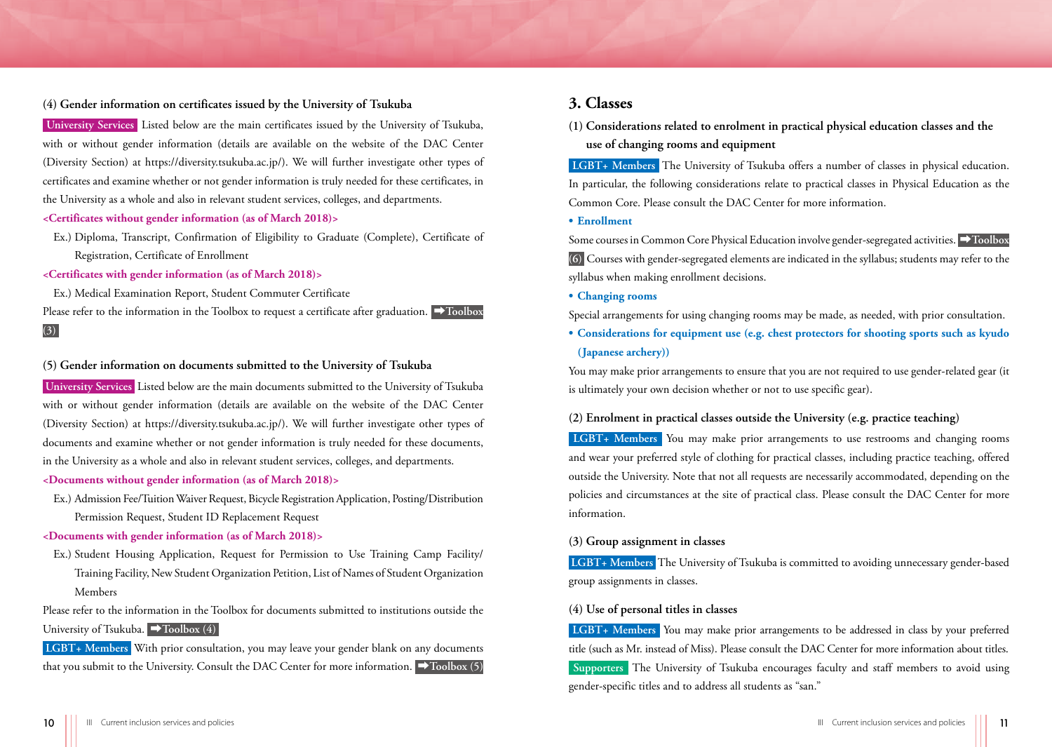### (4) Gender information on certificates issued by the University of Tsukuba

**University Services** Listed below are the main certificates issued by the University of Tsukuba, with or without gender information (details are available on the website of the DAC Center (Diversity Section) at https://diversity.tsukuba.ac.jp/). We will further investigate other types of certificates and examine whether or not gender information is truly needed for these certificates, in the University as a whole and also in relevant student services, colleges, and departments.

**<Certificates without gender information (as of March 2018)>**

Ex.) Diploma, Transcript, Confirmation of Eligibility to Graduate (Complete), Certificate of Registration, Certificate of Enrollment

**<Certificates with gender information (as of March 2018)>**

Ex.) Medical Examination Report, Student Commuter Certificate

Please refer to the information in the Toolbox to request a certificate after graduation. ➡Toolbox (3)

### (5) Gender information on documents submitted to the University of Tsukuba

**University Services** Listed below are the main documents submitted to the University of Tsukuba with or without gender information (details are available on the website of the DAC Center (Diversity Section) at https://diversity.tsukuba.ac.jp/). We will further investigate other types of documents and examine whether or not gender information is truly needed for these documents, in the University as a whole and also in relevant student services, colleges, and departments.

**<Documents without gender information (as of March 2018)>**

Ex.) Admission Fee/Tuition Waiver Request, Bicycle Registration Application, Posting/Distribution Permission Request, Student ID Replacement Request

**<Documents with gender information (as of March 2018)>**

Ex.) Student Housing Application, Request for Permission to Use Training Camp Facility/ Training Facility, New Student Organization Petition, List of Names of Student Organization Members

Please refer to the information in the Toolbox for documents submitted to institutions outside the University of Tsukuba. ➡Toolbox (4)

**LGBT+ Members** With prior consultation, you may leave your gender blank on any documents that you submit to the University. Consult the DAC Center for more information. ➡Toolbox (5)

## 3. Classes

### (1) Considerations related to enrolment in practical physical education classes and the use of changing rooms and equipment

**LGBT+ Members** The University of Tsukuba offers a number of classes in physical education. In particular, the following considerations relate to practical classes in Physical Education as the Common Core. Please consult the DAC Center for more information.

- **Enrollment**

Some courses in Common Core Physical Education involve gender-segregated activities. ➡Toolbox (6) Courses with gender-segregated elements are indicated in the syllabus; students may refer to the syllabus when making enrollment decisions.

- **Changing rooms**

Special arrangements for using changing rooms may be made, as needed, with prior consultation.

- **Considerations for equipment use (e.g. chest protectors for shooting sports such as kyudo (Japanese archery))**

You may make prior arrangements to ensure that you are not required to use gender-related gear (it is ultimately your own decision whether or not to use specific gear).

### (2) Enrolment in practical classes outside the University (e.g. practice teaching)

**LGBT+ Members** You may make prior arrangements to use restrooms and changing rooms and wear your preferred style of clothing for practical classes, including practice teaching, offered outside the University. Note that not all requests are necessarily accommodated, depending on the policies and circumstances at the site of practical class. Please consult the DAC Center for more information.

### (3) Group assignment in classes

**LGBT+ Members** The University of Tsukuba is committed to avoiding unnecessary gender-based group assignments in classes.

### (4) Use of personal titles in classes

**LGBT+ Members** You may make prior arrangements to be addressed in class by your preferred title (such as Mr. instead of Miss). Please consult the DAC Center for more information about titles.

**Supporters** The University of Tsukuba encourages faculty and staff members to avoid using gender-specific titles and to address all students as "san."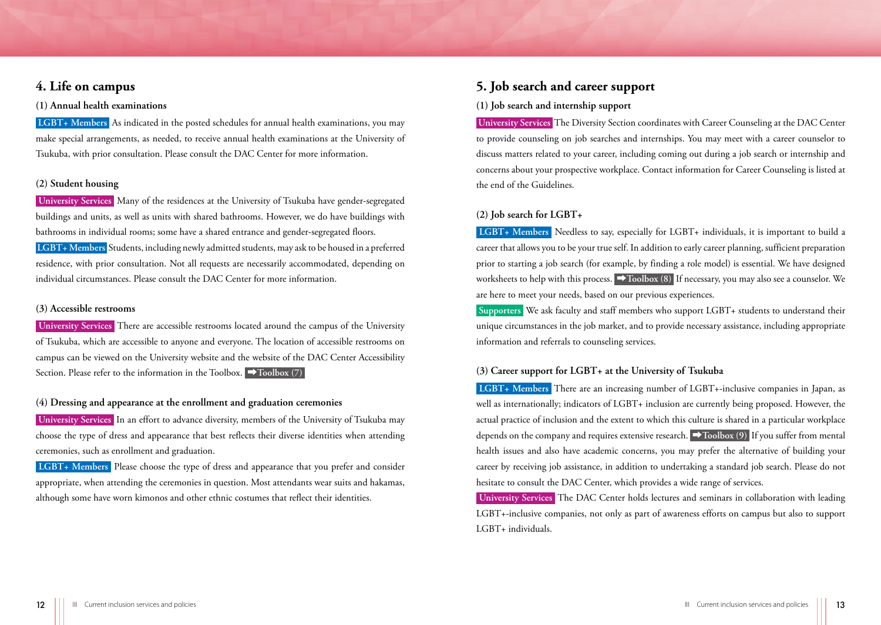## 4. Life on campus

### (1) Annual health examinations

**LGBT+ Members** As indicated in the posted schedules for annual health examinations, you may make special arrangements, as needed, to receive annual health examinations at the University of Tsukuba, with prior consultation. Please consult the DAC Center for more information.

### (2) Student housing

**University Services** Many of the residences at the University of Tsukuba have gender-segregated buildings and units, as well as units with shared bathrooms. However, we do have buildings with bathrooms in individual rooms; some have a shared entrance and gender-segregated floors.

**LGBT+ Members** Students, including newly admitted students, may ask to be housed in a preferred residence, with prior consultation. Not all requests are necessarily accommodated, depending on individual circumstances. Please consult the DAC Center for more information.

### (3) Accessible restrooms

**University Services** There are accessible restrooms located around the campus of the University of Tsukuba, which are accessible to anyone and everyone. The location of accessible restrooms on campus can be viewed on the University website and the website of the DAC Center Accessibility Section. Please refer to the information in the Toolbox. **➡Toolbox (7)**

### (4) Dressing and appearance at the enrollment and graduation ceremonies

**University Services** In an effort to advance diversity, members of the University of Tsukuba may choose the type of dress and appearance that best reflects their diverse identities when attending ceremonies, such as enrollment and graduation.

**LGBT+ Members** Please choose the type of dress and appearance that you prefer and consider appropriate, when attending the ceremonies in question. Most attendants wear suits and hakamas, although some have worn kimonos and other ethnic costumes that reflect their identities.

## 5. Job search and career support

### (1) Job search and internship support

**University Services** The Diversity Section coordinates with Career Counseling at the DAC Center to provide counseling on job searches and internships. You may meet with a career counselor to discuss matters related to your career, including coming out during a job search or internship and concerns about your prospective workplace. Contact information for Career Counseling is listed at the end of the Guidelines.

### (2) Job search for LGBT+

**LGBT+ Members** Needless to say, especially for LGBT+ individuals, it is important to build a career that allows you to be your true self. In addition to early career planning, sufficient preparation prior to starting a job search (for example, by finding a role model) is essential. We have designed worksheets to help with this process. **➡Toolbox (8)** If necessary, you may also see a counselor. We are here to meet your needs, based on our previous experiences.

**Supporters** We ask faculty and staff members who support LGBT+ students to understand their unique circumstances in the job market, and to provide necessary assistance, including appropriate information and referrals to counseling services.

### (3) Career support for LGBT+ at the University of Tsukuba

**LGBT+ Members** There are an increasing number of LGBT+-inclusive companies in Japan, as well as internationally; indicators of LGBT+ inclusion are currently being proposed. However, the actual practice of inclusion and the extent to which this culture is shared in a particular workplace depends on the company and requires extensive research. **➡Toolbox (9)** If you suffer from mental health issues and also have academic concerns, you may prefer the alternative of building your career by receiving job assistance, in addition to undertaking a standard job search. Please do not hesitate to consult the DAC Center, which provides a wide range of services.

**University Services** The DAC Center holds lectures and seminars in collaboration with leading LGBT+-inclusive companies, not only as part of awareness efforts on campus but also to support LGBT+ individuals.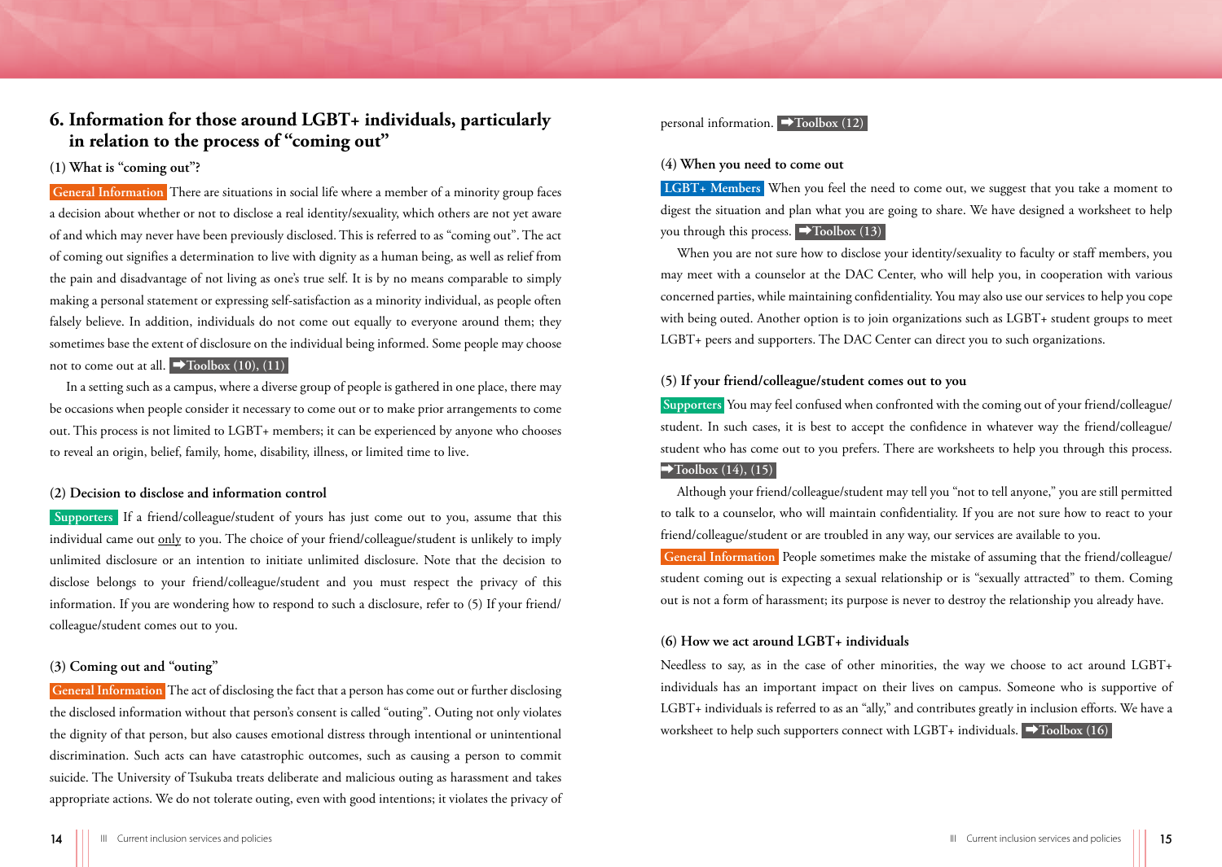## 6. Information for those around LGBT+ individuals, particularly in relation to the process of "coming out"

### (1) What is "coming out"?

**General Information** There are situations in social life where a member of a minority group faces a decision about whether or not to disclose a real identity/sexuality, which others are not yet aware of and which may never have been previously disclosed. This is referred to as "coming out". The act of coming out signifies a determination to live with dignity as a human being, as well as relief from the pain and disadvantage of not living as one's true self. It is by no means comparable to simply making a personal statement or expressing self-satisfaction as a minority individual, as people often falsely believe. In addition, individuals do not come out equally to everyone around them; they sometimes base the extent of disclosure on the individual being informed. Some people may choose not to come out at all. **➡Toolbox (10), (11)**

In a setting such as a campus, where a diverse group of people is gathered in one place, there may be occasions when people consider it necessary to come out or to make prior arrangements to come out. This process is not limited to LGBT+ members; it can be experienced by anyone who chooses to reveal an origin, belief, family, home, disability, illness, or limited time to live.

### (2) Decision to disclose and information control

**Supporters** If a friend/colleague/student of yours has just come out to you, assume that this individual came out only to you. The choice of your friend/colleague/student is unlikely to imply unlimited disclosure or an intention to initiate unlimited disclosure. Note that the decision to disclose belongs to your friend/colleague/student and you must respect the privacy of this information. If you are wondering how to respond to such a disclosure, refer to (5) If your friend/colleague/student comes out to you.

### (3) Coming out and "outing"

**General Information** The act of disclosing the fact that a person has come out or further disclosing the disclosed information without that person's consent is called "outing". Outing not only violates the dignity of that person, but also causes emotional distress through intentional or unintentional discrimination. Such acts can have catastrophic outcomes, such as causing a person to commit suicide. The University of Tsukuba treats deliberate and malicious outing as harassment and takes appropriate actions. We do not tolerate outing, even with good intentions; it violates the privacy of personal information. **➡Toolbox (12)**

### (4) When you need to come out

**LGBT+ Members** When you feel the need to come out, we suggest that you take a moment to digest the situation and plan what you are going to share. We have designed a worksheet to help you through this process. **➡Toolbox (13)**

When you are not sure how to disclose your identity/sexuality to faculty or staff members, you may meet with a counselor at the DAC Center, who will help you, in cooperation with various concerned parties, while maintaining confidentiality. You may also use our services to help you cope with being outed. Another option is to join organizations such as LGBT+ student groups to meet LGBT+ peers and supporters. The DAC Center can direct you to such organizations.

### (5) If your friend/colleague/student comes out to you

**Supporters** You may feel confused when confronted with the coming out of your friend/colleague/student. In such cases, it is best to accept the confidence in whatever way the friend/colleague/student who has come out to you prefers. There are worksheets to help you through this process. **➡Toolbox (14), (15)**

Although your friend/colleague/student may tell you "not to tell anyone," you are still permitted to talk to a counselor, who will maintain confidentiality. If you are not sure how to react to your friend/colleague/student or are troubled in any way, our services are available to you.

**General Information** People sometimes make the mistake of assuming that the friend/colleague/student coming out is expecting a sexual relationship or is "sexually attracted" to them. Coming out is not a form of harassment; its purpose is never to destroy the relationship you already have.

### (6) How we act around LGBT+ individuals

Needless to say, as in the case of other minorities, the way we choose to act around LGBT+ individuals has an important impact on their lives on campus. Someone who is supportive of LGBT+ individuals is referred to as an "ally," and contributes greatly in inclusion efforts. We have a worksheet to help such supporters connect with LGBT+ individuals. **➡Toolbox (16)**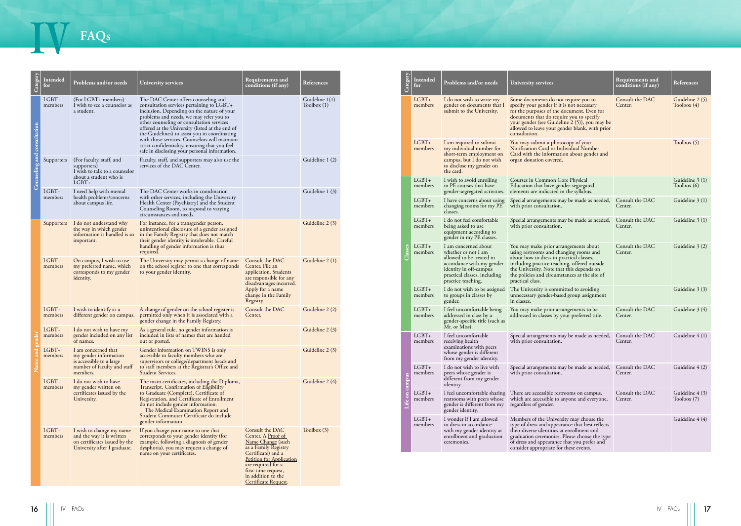# IV FAQs

| Category | Intended for | Problems and/or needs | University services | Requirements and conditions (if any) | References |
|---|---|---|---|---|---|
| Counseling and consultation | LGBT+ members | (For LGBT+ members) I wish to see a counselor as a student. | The DAC Center offers counseling and consultation services pertaining to LGBT+ inclusion. Depending on the nature of your problems and needs, we may refer you to other counseling or consultation services offered at the University (listed at the end of the Guidelines) to assist you in coordinating with those services. Counselors will maintain strict confidentiality, ensuring that you feel safe in disclosing your personal information. | | Guideline 1(1) Toolbox (1) |
| | Supporters | (For faculty, staff, and supporters) I wish to talk to a counselor about a student who is LGBT+. | Faculty, staff, and supporters may also use the services of the DAC Center. | | Guideline 1 (2) |
| | LGBT+ members | I need help with mental health problems/concerns about campus life. | The DAC Center works in coordination with other services, including the University Health Center (Psychiatry) and the Student Counseling Room, to respond to varying circumstances and needs. | | Guideline 1 (3) |
| Name and gender | Supporters | I do not understand why the way in which gender information is handled is so important. | For instance, for a transgender person, unintentional disclosure of a gender assigned in the Family Registry that does not match their gender identity is intolerable. Careful handling of gender information is thus required. | | Guideline 2 (3) |
| | LGBT+ members | On campus, I wish to use my preferred name, which corresponds to my gender identity. | The University may permit a change of name on the school register to one that corresponds to your gender identity. | Consult the DAC Center. File an application. Students are responsible for any disadvantages incurred. Apply for a name change in the Family Registry. | Guideline 2 (1) |
| | LGBT+ members | I wish to identify as a different gender on campus. | A change of gender on the school register is permitted only when it is associated with a gender change in the Family Registry. | Consult the DAC Center. | Guideline 2 (2) |
| | LGBT+ members | I do not wish to have my gender included on any list of names. | As a general rule, no gender information is included in lists of names that are handed out or posted. | | Guideline 2 (3) |
| | LGBT+ members | I am concerned that my gender information is accessible to a large number of faculty and staff members. | Gender information on TWINS is only accessible to faculty members who are supervisors or college/department heads and to staff members at the Registrar's Office and Student Services. | | Guideline 2 (3) |
| | LGBT+ members | I do not wish to have my gender written on certificates issued by the University. | The main certificates, including the Diploma, Transcript, Confirmation of Eligibility to Graduate (Complete), Certificate of Registration, and Certificate of Enrollment do not include gender information. The Medical Examination Report and Student Commuter Certificate do include gender information. | | Guideline 2 (4) |
| | LGBT+ members | I wish to change my name and the way it is written on certificates issued by the University after I graduate. | If you change your name to one that corresponds to your gender identity (for example, following a diagnosis of gender dysphoria), you may request a change of name on your certificates. | Consult the DAC Center. A Proof of Name Change (such as a Family Registry Certificate) and a Petition for Application are required for a first-time request, in addition to the Certificate Request. | Toolbox (3) |
| | LGBT+ members | I do not wish to write my gender on documents that I submit to the University. | Some documents do not require you to specify your gender if it is not necessary for the purposes of the document. Even for documents that do require you to specify your gender (see Guideline 2 (5)), you may be allowed to leave your gender blank, with prior consultation. | Consult the DAC Center. | Guideline 2 (5) Toolbox (4) |
| | LGBT+ members | I am required to submit my individual number for short-term employment on campus, but I do not wish to disclose my gender on the card. | You may submit a photocopy of your Notification Card or Individual Number Card with the information about gender and organ donation covered. | | Toolbox (5) |
| Classes | LGBT+ members | I wish to avoid enrolling in PE courses that have gender-segregated activities. | Courses in Common Core Physical Education that have gender-segregated elements are indicated in the syllabus. | | Guideline 3 (1) Toolbox (6) |
| | LGBT+ members | I have concerns about using changing rooms for my PE classes. | Special arrangements may be made as needed, with prior consultation. | Consult the DAC Center. | Guideline 3 (1) |
| | LGBT+ members | I do not feel comfortable being asked to use equipment according to gender in my PE classes. | Special arrangements may be made as needed, with prior consultation. | Consult the DAC Center. | Guideline 3 (1) |
| | LGBT+ members | I am concerned about whether or not I am allowed to be treated in accordance with my gender identity in off-campus practical classes, including practice teaching. | You may make prior arrangements about using restrooms and changing rooms and about how to dress in practical classes, including practice teaching, offered outside the University. Note that this depends on the policies and circumstances at the site of practical class. | Consult the DAC Center. | Guideline 3 (2) |
| | LGBT+ members | I do not wish to be assigned to groups in classes by gender. | The University is committed to avoiding unnecessary gender-based group assignment in classes. | | Guideline 3 (3) |
| | LGBT+ members | I feel uncomfortable being addressed in class by a gender-specific title (such as Mr. or Miss). | You may make prior arrangements to be addressed in classes by your preferred title. | Consult the DAC Center. | Guideline 3 (4) |
| Life on campus | LGBT+ members | I feel uncomfortable receiving health examinations with peers whose gender is different from my gender identity. | Special arrangements may be made as needed, with prior consultation. | Consult the DAC Center. | Guideline 4 (1) |
| | LGBT+ members | I do not wish to live with peers whose gender is different from my gender identity. | Special arrangements may be made as needed, with prior consultation. | Consult the DAC Center. | Guideline 4 (2) |
| | LGBT+ members | I feel uncomfortable sharing restrooms with peers whose gender is different from my gender identity. | There are accessible restrooms on campus, which are accessible to anyone and everyone, regardless of gender. | Consult the DAC Center. | Guideline 4 (3) Toolbox (7) |
| | LGBT+ members | I wonder if I am allowed to dress in accordance with my gender identity at enrollment and graduation ceremonies. | Members of the University may choose the type of dress and appearance that best reflects their diverse identities at enrollment and graduation ceremonies. Please choose the type of dress and appearance that you prefer and consider appropriate for these events. | | Guideline 4 (4) |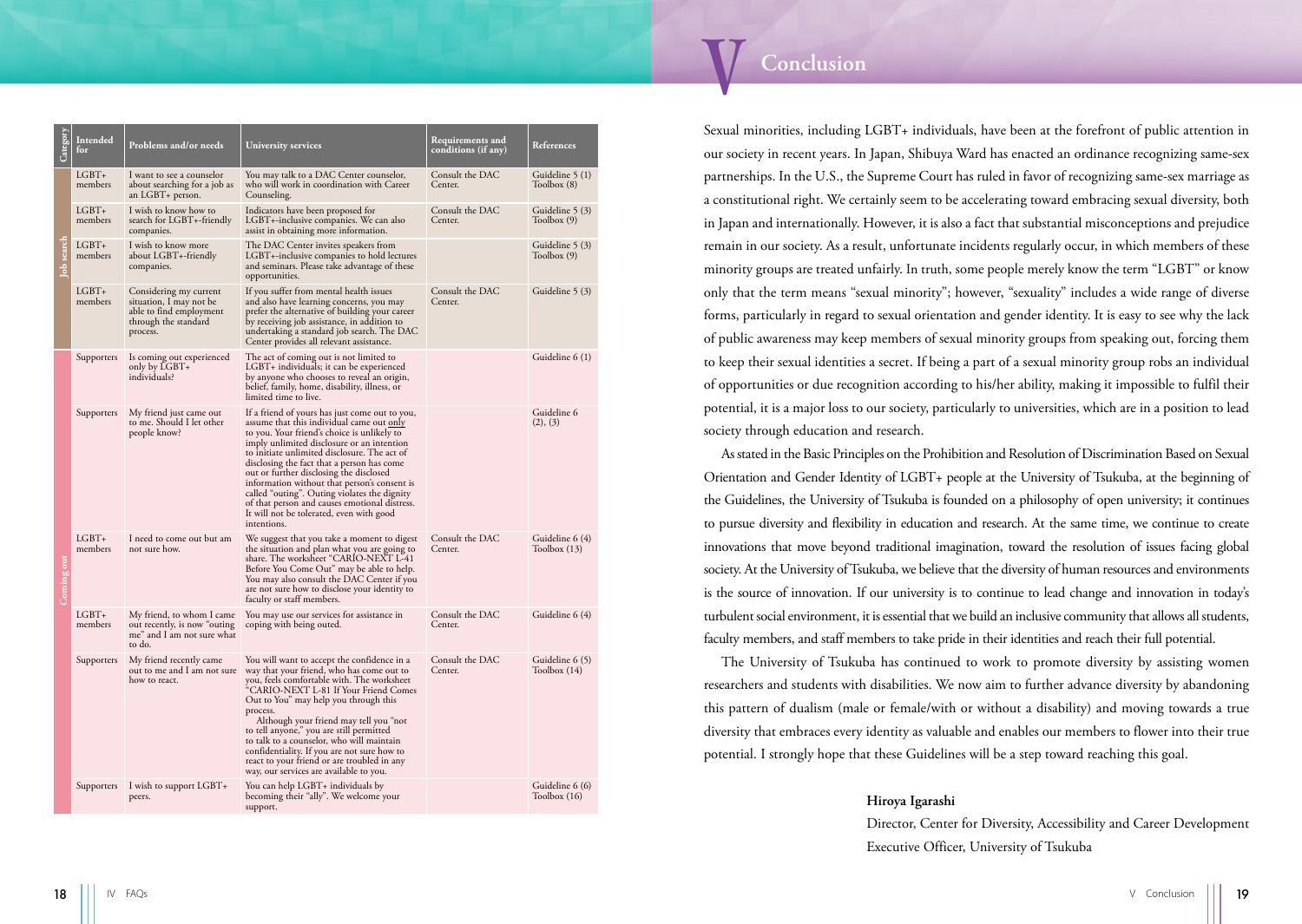| Category | Intended for | Problems and/or needs | University services | Requirements and conditions (if any) | References |
|---|---|---|---|---|---|
| Job search | LGBT+ members | I want to see a counselor about searching for a job as an LGBT+ person. | You may talk to a DAC Center counselor, who will work in coordination with Career Counseling. | Consult the DAC Center. | Guideline 5 (1) Toolbox (8) |
| | LGBT+ members | I wish to know how to search for LGBT+-friendly companies. | Indicators have been proposed for LGBT+-inclusive companies. We can also assist in obtaining more information. | Consult the DAC Center. | Guideline 5 (3) Toolbox (9) |
| | LGBT+ members | I wish to know more about LGBT+-friendly companies. | The DAC Center invites speakers from LGBT+-inclusive companies to hold lectures and seminars. Please take advantage of these opportunities. | | Guideline 5 (3) Toolbox (9) |
| | LGBT+ members | Considering my current situation, I may not be able to find employment through the standard process. | If you suffer from mental health issues and also have learning concerns, you may prefer the alternative of building your career by receiving job assistance, in addition to undertaking a standard job search. The DAC Center provides all relevant assistance. | Consult the DAC Center. | Guideline 5 (3) |
| Coming out | Supporters | Is coming out experienced only by LGBT+ individuals? | The act of coming out is not limited to LGBT+ individuals; it can be experienced by anyone who chooses to reveal an origin, belief, family, home, disability, illness, or limited time to live. | | Guideline 6 (1) |
| | Supporters | My friend just came out to me. Should I let other people know? | If a friend of yours has just come out to you, assume that this individual came out only to you. Your friend's choice is unlikely to imply unlimited disclosure or an intention to initiate unlimited disclosure. The act of disclosing the fact that a person has come out or further disclosing the disclosed information without that person's consent is called "outing". Outing violates the dignity of that person and causes emotional distress. It will not be tolerated, even with good intentions. | | Guideline 6 (2), (3) |
| | LGBT+ members | I need to come out but am not sure how. | We suggest that you take a moment to digest the situation and plan what you are going to share. The worksheet "CARIO-NEXT L-41 Before You Come Out" may be able to help. You may also consult the DAC Center if you are not sure how to disclose your identity to faculty or staff members. | Consult the DAC Center. | Guideline 6 (4) Toolbox (13) |
| | LGBT+ members | My friend, to whom I came out recently, is now "outing me" and I am not sure what to do. | You may use our services for assistance in coping with being outed. | Consult the DAC Center. | Guideline 6 (4) |
| | Supporters | My friend recently came out to me and I am not sure how to react. | You will want to accept the confidence in a way that your friend, who has come out to you, feels comfortable with. The worksheet "CARIO-NEXT L-81 If Your Friend Comes Out to You" may help you through this process. Although your friend may tell you "not to tell anyone," you are still permitted to talk to a counselor, who will maintain confidentiality. If you are not sure how to react to your friend or are troubled in any way, our services are available to you. | Consult the DAC Center. | Guideline 6 (5) Toolbox (14) |
| | Supporters | I wish to support LGBT+ peers. | You can help LGBT+ individuals by becoming their "ally". We welcome your support. | | Guideline 6 (6) Toolbox (16) |

# V Conclusion

Sexual minorities, including LGBT+ individuals, have been at the forefront of public attention in our society in recent years. In Japan, Shibuya Ward has enacted an ordinance recognizing same-sex partnerships. In the U.S., the Supreme Court has ruled in favor of recognizing same-sex marriage as a constitutional right. We certainly seem to be accelerating toward embracing sexual diversity, both in Japan and internationally. However, it is also a fact that substantial misconceptions and prejudice remain in our society. As a result, unfortunate incidents regularly occur, in which members of these minority groups are treated unfairly. In truth, some people merely know the term "LGBT" or know only that the term means "sexual minority"; however, "sexuality" includes a wide range of diverse forms, particularly in regard to sexual orientation and gender identity. It is easy to see why the lack of public awareness may keep members of sexual minority groups from speaking out, forcing them to keep their sexual identities a secret. If being a part of a sexual minority group robs an individual of opportunities or due recognition according to his/her ability, making it impossible to fulfil their potential, it is a major loss to our society, particularly to universities, which are in a position to lead society through education and research.

As stated in the Basic Principles on the Prohibition and Resolution of Discrimination Based on Sexual Orientation and Gender Identity of LGBT+ people at the University of Tsukuba, at the beginning of the Guidelines, the University of Tsukuba is founded on a philosophy of open university; it continues to pursue diversity and flexibility in education and research. At the same time, we continue to create innovations that move beyond traditional imagination, toward the resolution of issues facing global society. At the University of Tsukuba, we believe that the diversity of human resources and environments is the source of innovation. If our university is to continue to lead change and innovation in today's turbulent social environment, it is essential that we build an inclusive community that allows all students, faculty members, and staff members to take pride in their identities and reach their full potential.

The University of Tsukuba has continued to work to promote diversity by assisting women researchers and students with disabilities. We now aim to further advance diversity by abandoning this pattern of dualism (male or female/with or without a disability) and moving towards a true diversity that embraces every identity as valuable and enables our members to flower into their true potential. I strongly hope that these Guidelines will be a step toward reaching this goal.

**Hiroya Igarashi**

Director, Center for Diversity, Accessibility and Career Development

Executive Officer, University of Tsukuba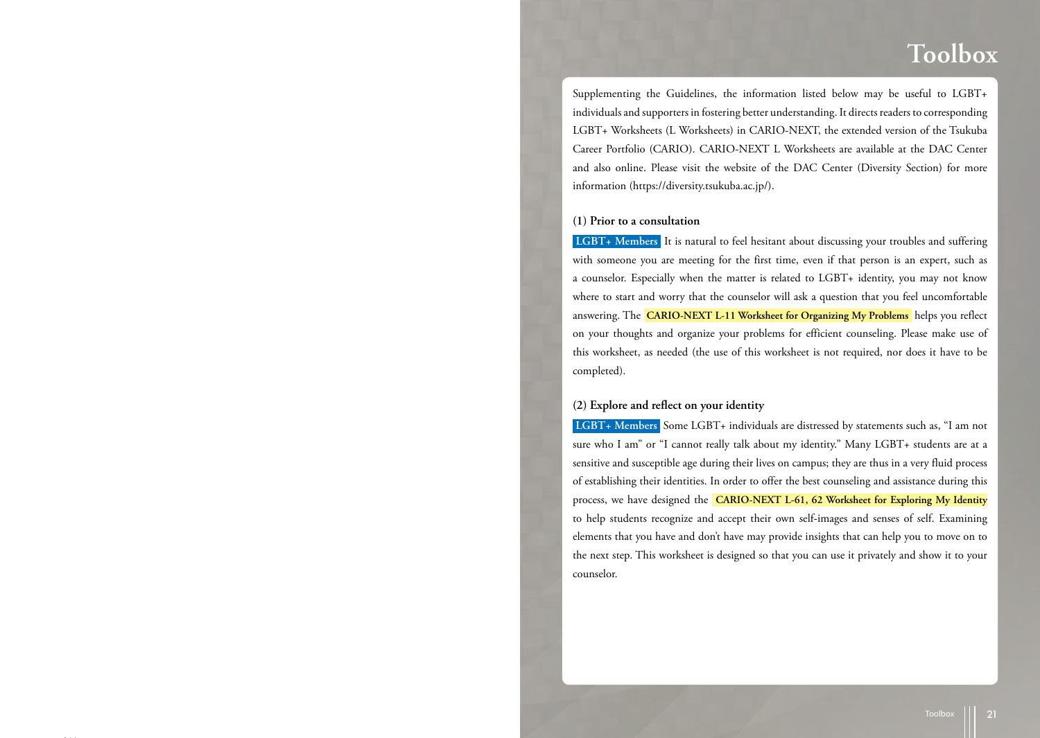# Toolbox

Supplementing the Guidelines, the information listed below may be useful to LGBT+ individuals and supporters in fostering better understanding. It directs readers to corresponding LGBT+ Worksheets (L Worksheets) in CARIO-NEXT, the extended version of the Tsukuba Career Portfolio (CARIO). CARIO-NEXT L Worksheets are available at the DAC Center and also online. Please visit the website of the DAC Center (Diversity Section) for more information (https://diversity.tsukuba.ac.jp/).

### (1) Prior to a consultation

**LGBT+ Members** It is natural to feel hesitant about discussing your troubles and suffering with someone you are meeting for the first time, even if that person is an expert, such as a counselor. Especially when the matter is related to LGBT+ identity, you may not know where to start and worry that the counselor will ask a question that you feel uncomfortable answering. The **CARIO-NEXT L-11 Worksheet for Organizing My Problems** helps you reflect on your thoughts and organize your problems for efficient counseling. Please make use of this worksheet, as needed (the use of this worksheet is not required, nor does it have to be completed).

### (2) Explore and reflect on your identity

**LGBT+ Members** Some LGBT+ individuals are distressed by statements such as, "I am not sure who I am" or "I cannot really talk about my identity." Many LGBT+ students are at a sensitive and susceptible age during their lives on campus; they are thus in a very fluid process of establishing their identities. In order to offer the best counseling and assistance during this process, we have designed the **CARIO-NEXT L-61, 62 Worksheet for Exploring My Identity** to help students recognize and accept their own self-images and senses of self. Examining elements that you have and don't have may provide insights that can help you to move on to the next step. This worksheet is designed so that you can use it privately and show it to your counselor.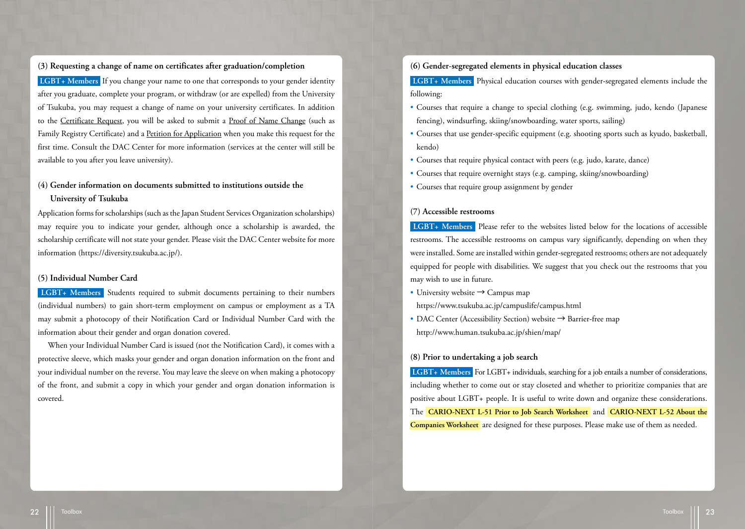### (3) Requesting a change of name on certificates after graduation/completion

**LGBT+ Members** If you change your name to one that corresponds to your gender identity after you graduate, complete your program, or withdraw (or are expelled) from the University of Tsukuba, you may request a change of name on your university certificates. In addition to the Certificate Request, you will be asked to submit a Proof of Name Change (such as Family Registry Certificate) and a Petition for Application when you make this request for the first time. Consult the DAC Center for more information (services at the center will still be available to you after you leave university).

### (4) Gender information on documents submitted to institutions outside the University of Tsukuba

Application forms for scholarships (such as the Japan Student Services Organization scholarships) may require you to indicate your gender, although once a scholarship is awarded, the scholarship certificate will not state your gender. Please visit the DAC Center website for more information (https://diversity.tsukuba.ac.jp/).

### (5) Individual Number Card

**LGBT+ Members** Students required to submit documents pertaining to their numbers (individual numbers) to gain short-term employment on campus or employment as a TA may submit a photocopy of their Notification Card or Individual Number Card with the information about their gender and organ donation covered.

When your Individual Number Card is issued (not the Notification Card), it comes with a protective sleeve, which masks your gender and organ donation information on the front and your individual number on the reverse. You may leave the sleeve on when making a photocopy of the front, and submit a copy in which your gender and organ donation information is covered.

### (6) Gender-segregated elements in physical education classes

**LGBT+ Members** Physical education courses with gender-segregated elements include the following:

- Courses that require a change to special clothing (e.g. swimming, judo, kendo (Japanese fencing), windsurfing, skiing/snowboarding, water sports, sailing)
- Courses that use gender-specific equipment (e.g. shooting sports such as kyudo, basketball, kendo)
- Courses that require physical contact with peers (e.g. judo, karate, dance)
- Courses that require overnight stays (e.g. camping, skiing/snowboarding)
- Courses that require group assignment by gender

### (7) Accessible restrooms

**LGBT+ Members** Please refer to the websites listed below for the locations of accessible restrooms. The accessible restrooms on campus vary significantly, depending on when they were installed. Some are installed within gender-segregated restrooms; others are not adequately equipped for people with disabilities. We suggest that you check out the restrooms that you may wish to use in future.

- University website → Campus map
  https://www.tsukuba.ac.jp/campuslife/campus.html
- DAC Center (Accessibility Section) website → Barrier-free map
  http://www.human.tsukuba.ac.jp/shien/map/

### (8) Prior to undertaking a job search

**LGBT+ Members** For LGBT+ individuals, searching for a job entails a number of considerations, including whether to come out or stay closeted and whether to prioritize companies that are positive about LGBT+ people. It is useful to write down and organize these considerations. The **CARIO-NEXT L-51 Prior to Job Search Worksheet** and **CARIO-NEXT L-52 About the Companies Worksheet** are designed for these purposes. Please make use of them as needed.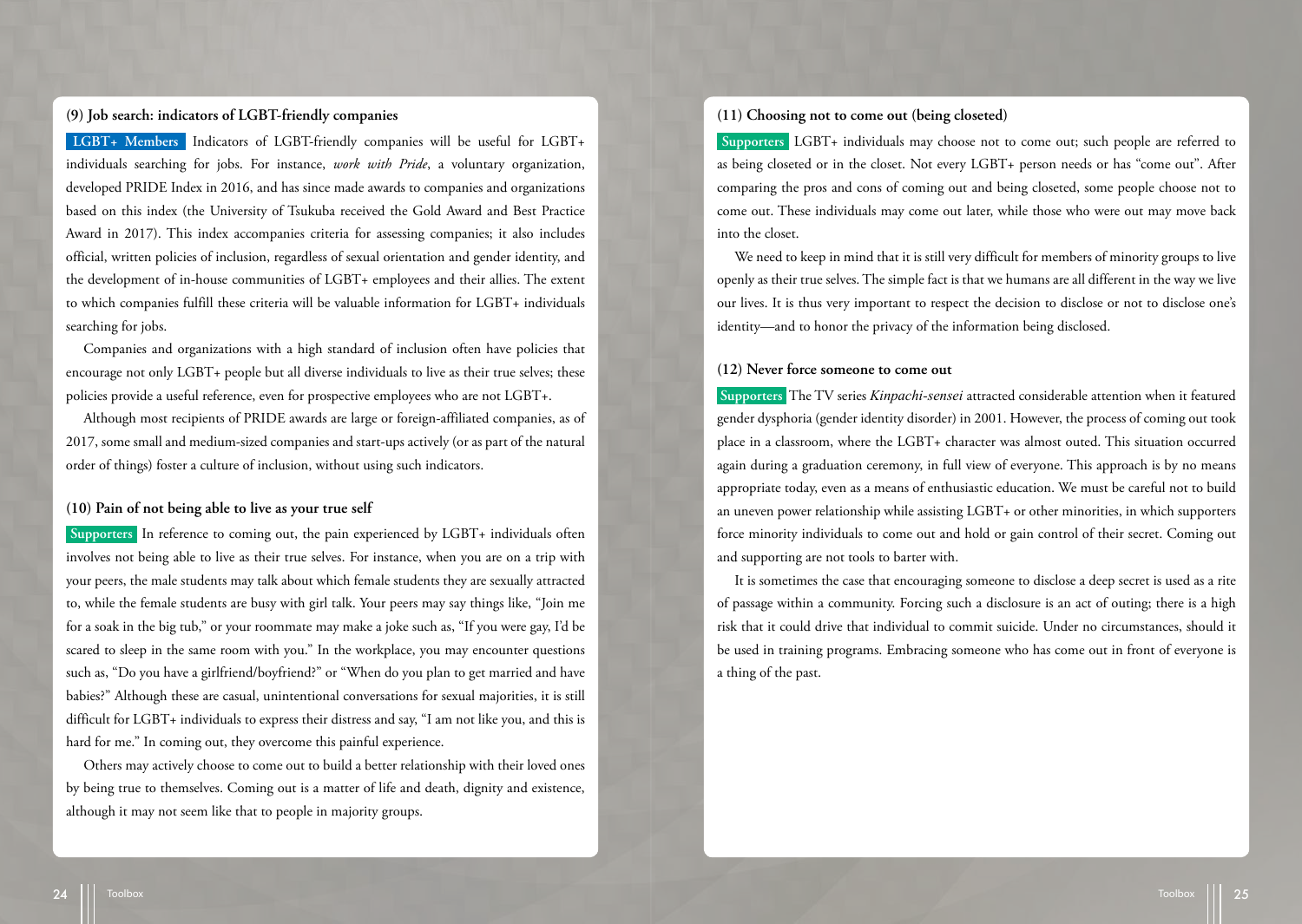### (9) Job search: indicators of LGBT-friendly companies

**LGBT+ Members** Indicators of LGBT-friendly companies will be useful for LGBT+ individuals searching for jobs. For instance, *work with Pride*, a voluntary organization, developed PRIDE Index in 2016, and has since made awards to companies and organizations based on this index (the University of Tsukuba received the Gold Award and Best Practice Award in 2017). This index accompanies criteria for assessing companies; it also includes official, written policies of inclusion, regardless of sexual orientation and gender identity, and the development of in-house communities of LGBT+ employees and their allies. The extent to which companies fulfill these criteria will be valuable information for LGBT+ individuals searching for jobs.

Companies and organizations with a high standard of inclusion often have policies that encourage not only LGBT+ people but all diverse individuals to live as their true selves; these policies provide a useful reference, even for prospective employees who are not LGBT+.

Although most recipients of PRIDE awards are large or foreign-affiliated companies, as of 2017, some small and medium-sized companies and start-ups actively (or as part of the natural order of things) foster a culture of inclusion, without using such indicators.

### (10) Pain of not being able to live as your true self

**Supporters** In reference to coming out, the pain experienced by LGBT+ individuals often involves not being able to live as their true selves. For instance, when you are on a trip with your peers, the male students may talk about which female students they are sexually attracted to, while the female students are busy with girl talk. Your peers may say things like, "Join me for a soak in the big tub," or your roommate may make a joke such as, "If you were gay, I'd be scared to sleep in the same room with you." In the workplace, you may encounter questions such as, "Do you have a girlfriend/boyfriend?" or "When do you plan to get married and have babies?" Although these are casual, unintentional conversations for sexual majorities, it is still difficult for LGBT+ individuals to express their distress and say, "I am not like you, and this is hard for me." In coming out, they overcome this painful experience.

Others may actively choose to come out to build a better relationship with their loved ones by being true to themselves. Coming out is a matter of life and death, dignity and existence, although it may not seem like that to people in majority groups.

### (11) Choosing not to come out (being closeted)

**Supporters** LGBT+ individuals may choose not to come out; such people are referred to as being closeted or in the closet. Not every LGBT+ person needs or has "come out". After comparing the pros and cons of coming out and being closeted, some people choose not to come out. These individuals may come out later, while those who were out may move back into the closet.

We need to keep in mind that it is still very difficult for members of minority groups to live openly as their true selves. The simple fact is that we humans are all different in the way we live our lives. It is thus very important to respect the decision to disclose or not to disclose one's identity—and to honor the privacy of the information being disclosed.

### (12) Never force someone to come out

**Supporters** The TV series *Kinpachi-sensei* attracted considerable attention when it featured gender dysphoria (gender identity disorder) in 2001. However, the process of coming out took place in a classroom, where the LGBT+ character was almost outed. This situation occurred again during a graduation ceremony, in full view of everyone. This approach is by no means appropriate today, even as a means of enthusiastic education. We must be careful not to build an uneven power relationship while assisting LGBT+ or other minorities, in which supporters force minority individuals to come out and hold or gain control of their secret. Coming out and supporting are not tools to barter with.

It is sometimes the case that encouraging someone to disclose a deep secret is used as a rite of passage within a community. Forcing such a disclosure is an act of outing; there is a high risk that it could drive that individual to commit suicide. Under no circumstances, should it be used in training programs. Embracing someone who has come out in front of everyone is a thing of the past.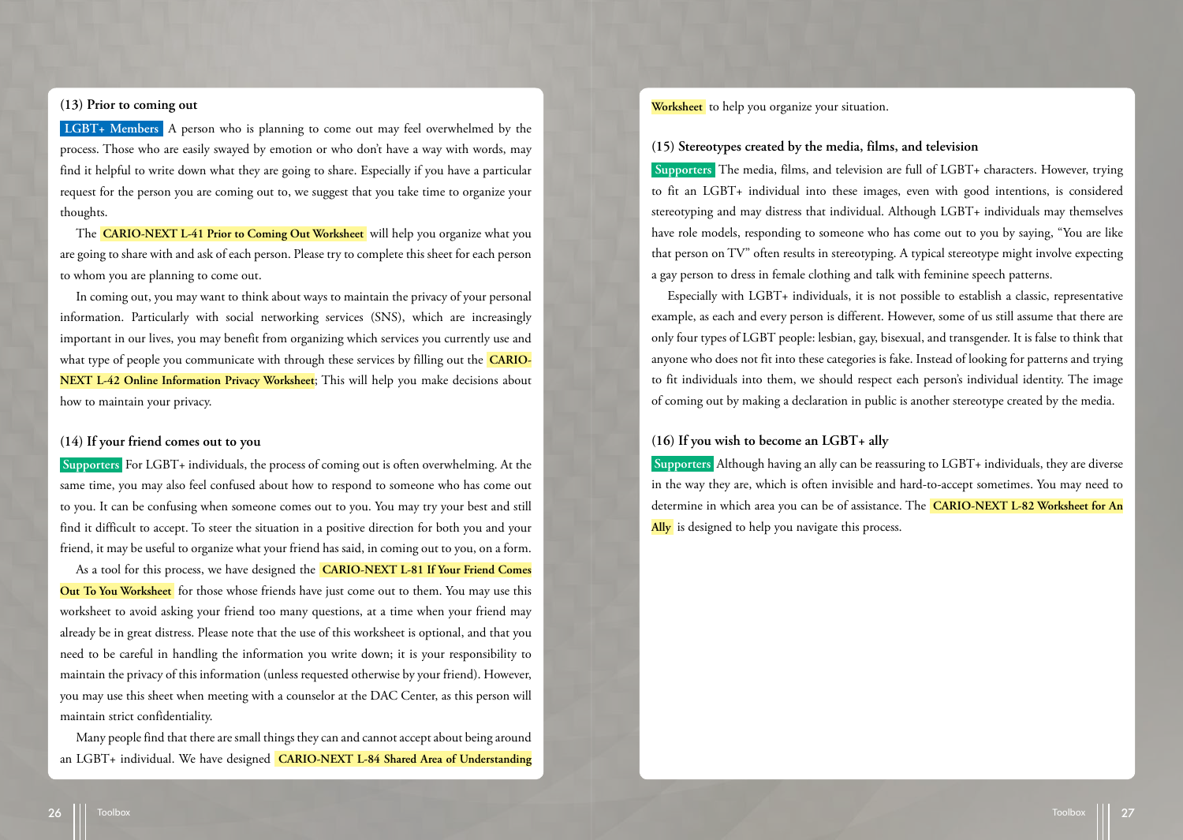### (13) Prior to coming out

**LGBT+ Members** A person who is planning to come out may feel overwhelmed by the process. Those who are easily swayed by emotion or who don't have a way with words, may find it helpful to write down what they are going to share. Especially if you have a particular request for the person you are coming out to, we suggest that you take time to organize your thoughts.

The **CARIO-NEXT L-41 Prior to Coming Out Worksheet** will help you organize what you are going to share with and ask of each person. Please try to complete this sheet for each person to whom you are planning to come out.

In coming out, you may want to think about ways to maintain the privacy of your personal information. Particularly with social networking services (SNS), which are increasingly important in our lives, you may benefit from organizing which services you currently use and what type of people you communicate with through these services by filling out the **CARIO-NEXT L-42 Online Information Privacy Worksheet**; This will help you make decisions about how to maintain your privacy.

### (14) If your friend comes out to you

**Supporters** For LGBT+ individuals, the process of coming out is often overwhelming. At the same time, you may also feel confused about how to respond to someone who has come out to you. It can be confusing when someone comes out to you. You may try your best and still find it difficult to accept. To steer the situation in a positive direction for both you and your friend, it may be useful to organize what your friend has said, in coming out to you, on a form.

As a tool for this process, we have designed the **CARIO-NEXT L-81 If Your Friend Comes Out To You Worksheet** for those whose friends have just come out to them. You may use this worksheet to avoid asking your friend too many questions, at a time when your friend may already be in great distress. Please note that the use of this worksheet is optional, and that you need to be careful in handling the information you write down; it is your responsibility to maintain the privacy of this information (unless requested otherwise by your friend). However, you may use this sheet when meeting with a counselor at the DAC Center, as this person will maintain strict confidentiality.

Many people find that there are small things they can and cannot accept about being around an LGBT+ individual. We have designed **CARIO-NEXT L-84 Shared Area of Understanding Worksheet** to help you organize your situation.

### (15) Stereotypes created by the media, films, and television

**Supporters** The media, films, and television are full of LGBT+ characters. However, trying to fit an LGBT+ individual into these images, even with good intentions, is considered stereotyping and may distress that individual. Although LGBT+ individuals may themselves have role models, responding to someone who has come out to you by saying, "You are like that person on TV" often results in stereotyping. A typical stereotype might involve expecting a gay person to dress in female clothing and talk with feminine speech patterns.

Especially with LGBT+ individuals, it is not possible to establish a classic, representative example, as each and every person is different. However, some of us still assume that there are only four types of LGBT people: lesbian, gay, bisexual, and transgender. It is false to think that anyone who does not fit into these categories is fake. Instead of looking for patterns and trying to fit individuals into them, we should respect each person's individual identity. The image of coming out by making a declaration in public is another stereotype created by the media.

### (16) If you wish to become an LGBT+ ally

**Supporters** Although having an ally can be reassuring to LGBT+ individuals, they are diverse in the way they are, which is often invisible and hard-to-accept sometimes. You may need to determine in which area you can be of assistance. The **CARIO-NEXT L-82 Worksheet for An Ally** is designed to help you navigate this process.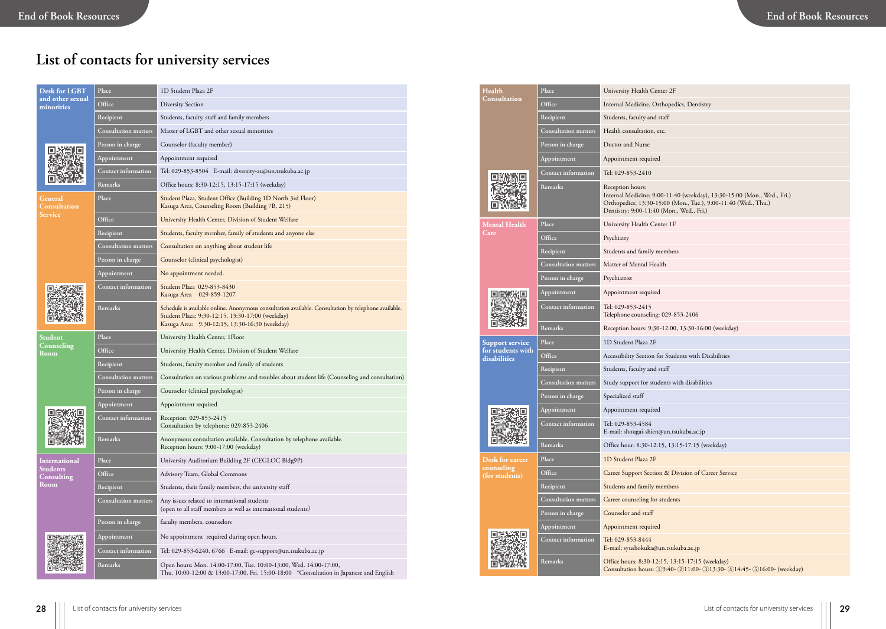# List of contacts for university services

| Desk for LGBT and other sexual minorities | | |
|---|---|---|
| | Place | 1D Student Plaza 2F |
| | Office | Diversity Section |
| | Recipient | Students, faculty, staff and family members |
| | Consultation matters | Matter of LGBT and other sexual minorities |
| | Person in charge | Counselor (faculty member) |
| | Appointment | Appointment required |
| | Contact information | Tel: 029-853-8504 E-mail: diversity-au@un.tsukuba.ac.jp |
| | Remarks | Office hours: 8:30-12:15, 13:15-17:15 (weekday) |

| General Consultation Service | | |
|---|---|---|
| | Place | Student Plaza, Student Office (Building 1D North 3rd Floor)<br>Kasuga Area, Counseling Room (Building 7B, 215) |
| | Office | University Health Center, Division of Student Welfare |
| | Recipient | Students, faculty member, family of students and anyone else |
| | Consultation matters | Consultation on anything about student life |
| | Person in charge | Counselor (clinical psychologist) |
| | Appointment | No appointment needed. |
| | Contact information | Student Plaza 029-853-8430<br>Kasuga Area 029-859-1207 |
| | Remarks | Schedule is available online. Anonymous consultation available. Consultation by telephone available.<br>Student Plaza: 9:30-12:15, 13:30-17:00 (weekday)<br>Kasuga Area: 9:30-12:15, 13:30-16:30 (weekday) |

| Student Counseling Room | | |
|---|---|---|
| | Place | University Health Center, 1Floor |
| | Office | University Health Center, Division of Student Welfare |
| | Recipient | Students, faculty member and family of students |
| | Consultation matters | Consultation on various problems and troubles about student life (Counseling and consultation) |
| | Person in charge | Counselor (clinical psychologist) |
| | Appointment | Appointment required |
| | Contact information | Reception: 029-853-2415<br>Consultation by telephone: 029-853-2406 |
| | Remarks | Anonymous consultation available. Consultation by telephone available.<br>Reception hours: 9:00-17:00 (weekday) |

| International Students Consulting Room | | |
|---|---|---|
| | Place | University Auditorium Building 2F (CEGLOC Bldg9P) |
| | Office | Advisory Team, Global Commons |
| | Recipient | Students, their family members, the university staff |
| | Consultation matters | Any issues related to international students<br>(open to all staff members as well as international students) |
| | Person in charge | faculty members, counselors |
| | Appointment | No appointment required during open hours. |
| | Contact information | Tel: 029-853-6240, 6766 E-mail: gc-support@un.tsukuba.ac.jp |
| | Remarks | Open hours: Mon. 14:00-17:00, Tue. 10:00-13:00, Wed. 14:00-17:00,<br>Thu. 10:00-12:00 & 13:00-17:00, Fri. 15:00-18:00 \*Consultation in Japanese and English |

| Health Consultation | | |
|---|---|---|
| | Place | University Health Center 2F |
| | Office | Internal Medicine, Orthopedics, Dentistry |
| | Recipient | Students, faculty and staff |
| | Consultation matters | Health consultation, etc. |
| | Person in charge | Doctor and Nurse |
| | Appointment | Appointment required |
| | Contact information | Tel: 029-853-2410 |
| | Remarks | Reception hours:<br>Internal Medicine; 9:00-11:40 (weekday), 13:30-15:00 (Mon., Wed., Fri.)<br>Orthopedics; 13:30-15:00 (Mon., Tue.), 9:00-11:40 (Wed., Thu.)<br>Dentistry; 9:00-11:40 (Mon., Wed., Fri.) |

| Mental Health Care | | |
|---|---|---|
| | Place | University Health Center 1F |
| | Office | Psychiatry |
| | Recipient | Students and family members |
| | Consultation matters | Matter of Mental Health |
| | Person in charge | Psychiatrist |
| | Appointment | Appointment required |
| | Contact information | Tel: 029-853-2415<br>Telephone counseling: 029-853-2406 |
| | Remarks | Reception hours: 9:30-12:00, 13:30-16:00 (weekday) |

| Support service for students with disabilities | | |
|---|---|---|
| | Place | 1D Student Plaza 2F |
| | Office | Accessibility Section for Students with Disabilities |
| | Recipient | Students, faculty and staff |
| | Consultation matters | Study support for students with disabilities |
| | Person in charge | Specialized staff |
| | Appointment | Appointment required |
| | Contact information | Tel: 029-853-4584<br>E-mail: shougai-shien@un.tsukuba.ac.jp |
| | Remarks | Office hour: 8:30-12:15, 13:15-17:15 (weekday) |

| Desk for career counseling (for students) | | |
|---|---|---|
| | Place | 1D Student Plaza 2F |
| | Office | Career Support Section & Division of Career Service |
| | Recipient | Students and family members |
| | Consultation matters | Career counseling for students |
| | Person in charge | Counselor and staff |
| | Appointment | Appointment required |
| | Contact information | Tel: 029-853-8444<br>E-mail: syushokuka@un.tsukuba.ac.jp |
| | Remarks | Office hours: 8:30-12:15, 13:15-17:15 (weekday)<br>Consultation hours: ①9:40- ②11:00- ③13:30- ④14:45- ⑤16:00- (weekday) |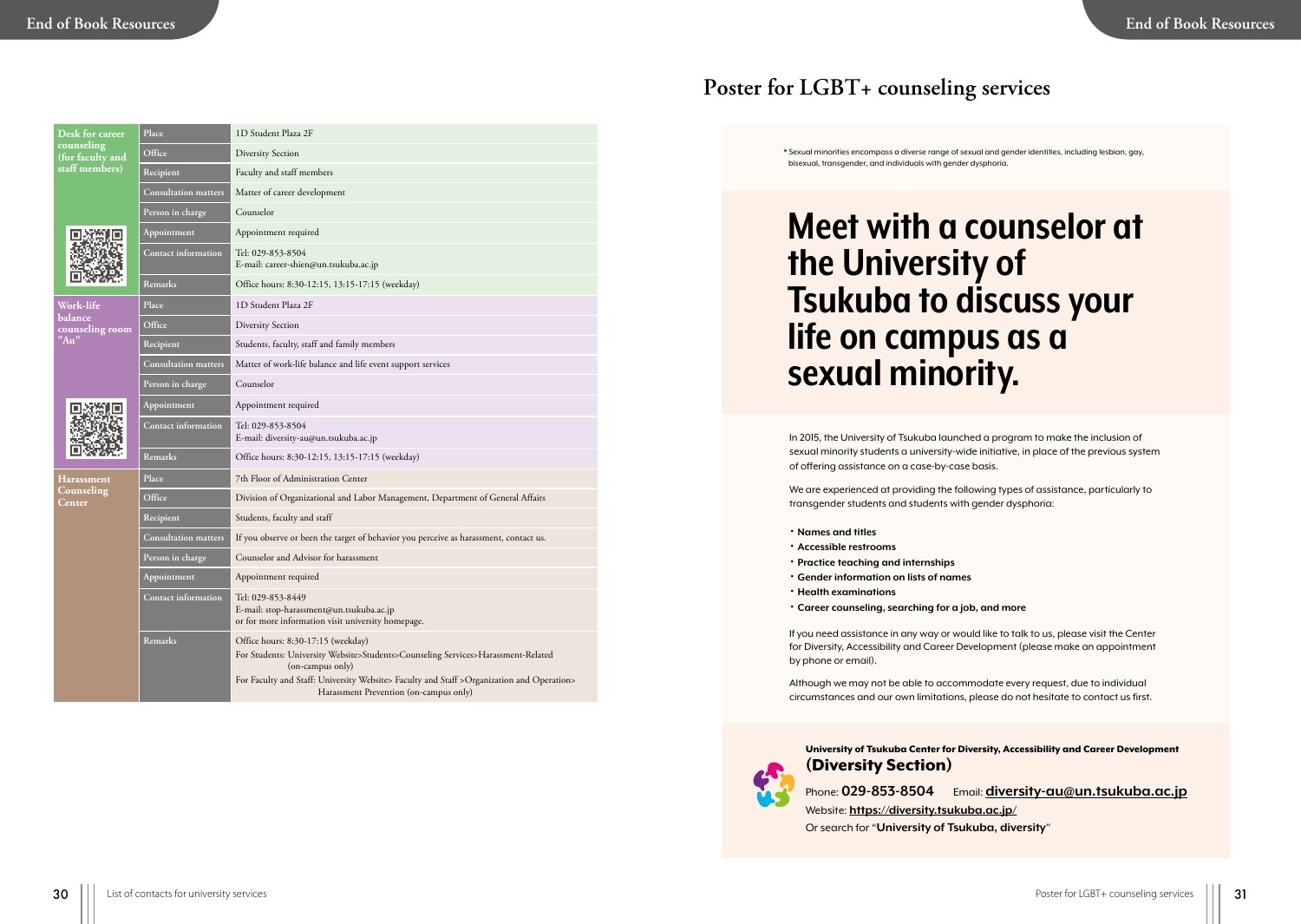| | | |
|---|---|---|
| **Desk for career counseling (for faculty and staff members)** | Place | 1D Student Plaza 2F |
| | Office | Diversity Section |
| | Recipient | Faculty and staff members |
| | Consultation matters | Matter of career development |
| | Person in charge | Counselor |
| | Appointment | Appointment required |
| | Contact information | Tel: 029-853-8504<br>E-mail: career-shien@un.tsukuba.ac.jp |
| | Remarks | Office hours: 8:30-12:15, 13:15-17:15 (weekday) |
| **Work-life balance counseling room "Au"** | Place | 1D Student Plaza 2F |
| | Office | Diversity Section |
| | Recipient | Students, faculty, staff and family members |
| | Consultation matters | Matter of work-life balance and life event support services |
| | Person in charge | Counselor |
| | Appointment | Appointment required |
| | Contact information | Tel: 029-853-8504<br>E-mail: diversity-au@un.tsukuba.ac.jp |
| | Remarks | Office hours: 8:30-12:15, 13:15-17:15 (weekday) |
| **Harassment Counseling Center** | Place | 7th Floor of Administration Center |
| | Office | Division of Organizational and Labor Management, Department of General Affairs |
| | Recipient | Students, faculty and staff |
| | Consultation matters | If you observe or been the target of behavior you perceive as harassment, contact us. |
| | Person in charge | Counselor and Advisor for harassment |
| | Appointment | Appointment required |
| | Contact information | Tel: 029-853-8449<br>E-mail: stop-harassment@un.tsukuba.ac.jp<br>or for more information visit university homepage. |
| | Remarks | Office hours: 8:30-17:15 (weekday)<br>For Students: University Website>Students>Counseling Services>Harassment-Related (on-campus only)<br>For Faculty and Staff: University Website> Faculty and Staff >Organization and Operation> Harassment Prevention (on-campus only) |

# Poster for LGBT+ counseling services

* Sexual minorities encompass a diverse range of sexual and gender identities, including lesbian, gay, bisexual, transgender, and individuals with gender dysphoria.

## Meet with a counselor at the University of Tsukuba to discuss your life on campus as a sexual minority.

In 2015, the University of Tsukuba launched a program to make the inclusion of sexual minority students a university-wide initiative, in place of the previous system of offering assistance on a case-by-case basis.

We are experienced at providing the following types of assistance, particularly to transgender students and students with gender dysphoria:

- **Names and titles**
- **Accessible restrooms**
- **Practice teaching and internships**
- **Gender information on lists of names**
- **Health examinations**
- **Career counseling, searching for a job, and more**

If you need assistance in any way or would like to talk to us, please visit the Center for Diversity, Accessibility and Career Development (please make an appointment by phone or email).

Although we may not be able to accommodate every request, due to individual circumstances and our own limitations, please do not hesitate to contact us first.

**University of Tsukuba Center for Diversity, Accessibility and Career Development**
**(Diversity Section)**

Phone: **029-853-8504** Email: **diversity-au@un.tsukuba.ac.jp**
Website: **https://diversity.tsukuba.ac.jp/**
Or search for "**University of Tsukuba, diversity**"